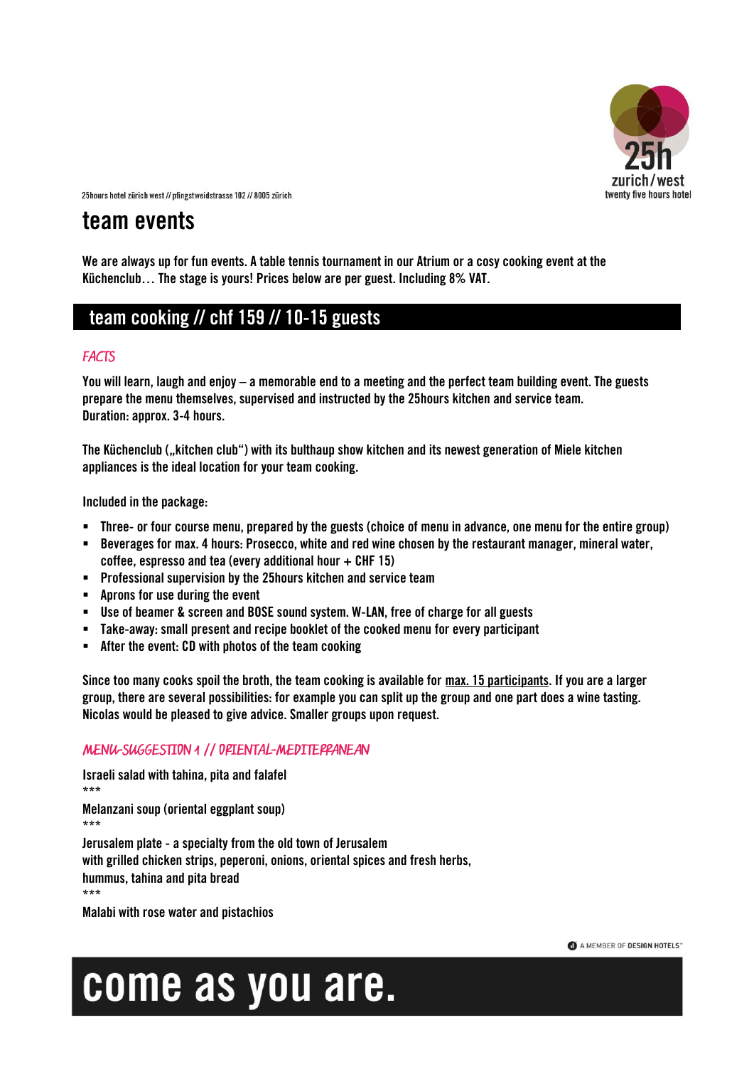25hours hotel zürich west // pfingstweidstrasse 102 // 8005 zürich

# team events

We are always up for fun events. A table tennis tournament in our Atrium or a cosy cooking event at the Küchenclub… The stage is yours! Prices below are per guest. Including 8% VAT.

## team cooking // chf 159 // 10-15 guests

### *FACTS*

You will learn, laugh and enjoy – a memorable end to a meeting and the perfect team building event. The guests prepare the menu themselves, supervised and instructed by the 25hours kitchen and service team.
Duration: approx. 3-4 hours.

The Küchenclub („kitchen club") with its bulthaup show kitchen and its newest generation of Miele kitchen appliances is the ideal location for your team cooking.

Included in the package:

- Three- or four course menu, prepared by the guests (choice of menu in advance, one menu for the entire group)
- Beverages for max. 4 hours: Prosecco, white and red wine chosen by the restaurant manager, mineral water, coffee, espresso and tea (every additional hour + CHF 15)
- Professional supervision by the 25hours kitchen and service team
- Aprons for use during the event
- Use of beamer & screen and BOSE sound system. W-LAN, free of charge for all guests
- Take-away: small present and recipe booklet of the cooked menu for every participant
- After the event: CD with photos of the team cooking

Since too many cooks spoil the broth, the team cooking is available for max. 15 participants. If you are a larger group, there are several possibilities: for example you can split up the group and one part does a wine tasting. Nicolas would be pleased to give advice. Smaller groups upon request.

### *MENU-SUGGESTION 1 // ORIENTAL-MEDITERRANEAN*

Israeli salad with tahina, pita and falafel
***
Melanzani soup (oriental eggplant soup)
***
Jerusalem plate - a specialty from the old town of Jerusalem
with grilled chicken strips, peperoni, onions, oriental spices and fresh herbs,
hummus, tahina and pita bread
***
Malabi with rose water and pistachios

A MEMBER OF DESIGN HOTELS™

**come as you are.**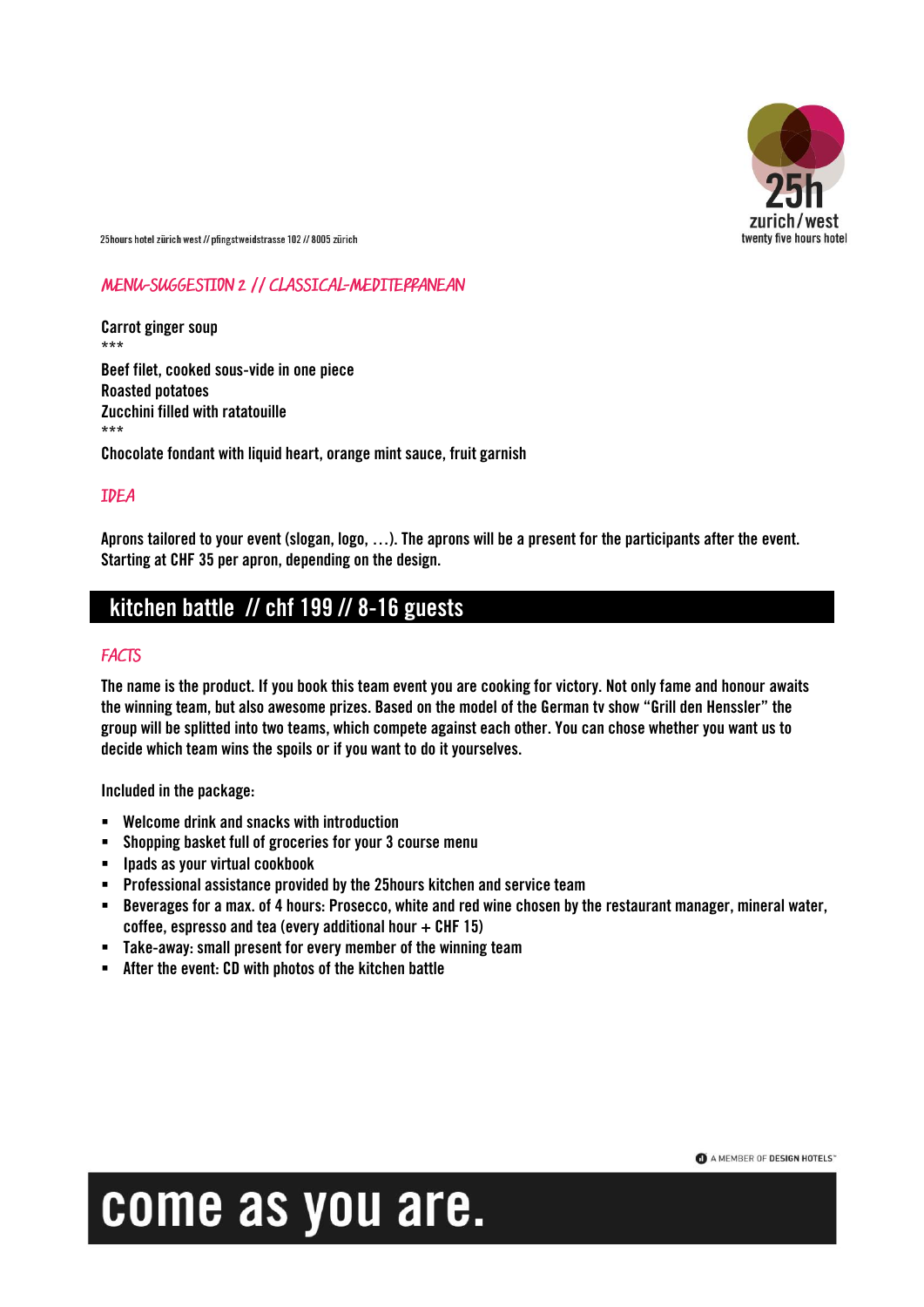## MENU-SUGGESTION 2 // CLASSICAL-MEDITERRANEAN

Carrot ginger soup

***

Beef filet, cooked sous-vide in one piece
Roasted potatoes
Zucchini filled with ratatouille

***

Chocolate fondant with liquid heart, orange mint sauce, fruit garnish

### IDEA

Aprons tailored to your event (slogan, logo, …). The aprons will be a present for the participants after the event. Starting at CHF 35 per apron, depending on the design.

## kitchen battle // chf 199 // 8-16 guests

### FACTS

The name is the product. If you book this team event you are cooking for victory. Not only fame and honour awaits the winning team, but also awesome prizes. Based on the model of the German tv show "Grill den Henssler" the group will be splitted into two teams, which compete against each other. You can chose whether you want us to decide which team wins the spoils or if you want to do it yourselves.

Included in the package:

- Welcome drink and snacks with introduction
- Shopping basket full of groceries for your 3 course menu
- Ipads as your virtual cookbook
- Professional assistance provided by the 25hours kitchen and service team
- Beverages for a max. of 4 hours: Prosecco, white and red wine chosen by the restaurant manager, mineral water, coffee, espresso and tea (every additional hour + CHF 15)
- Take-away: small present for every member of the winning team
- After the event: CD with photos of the kitchen battle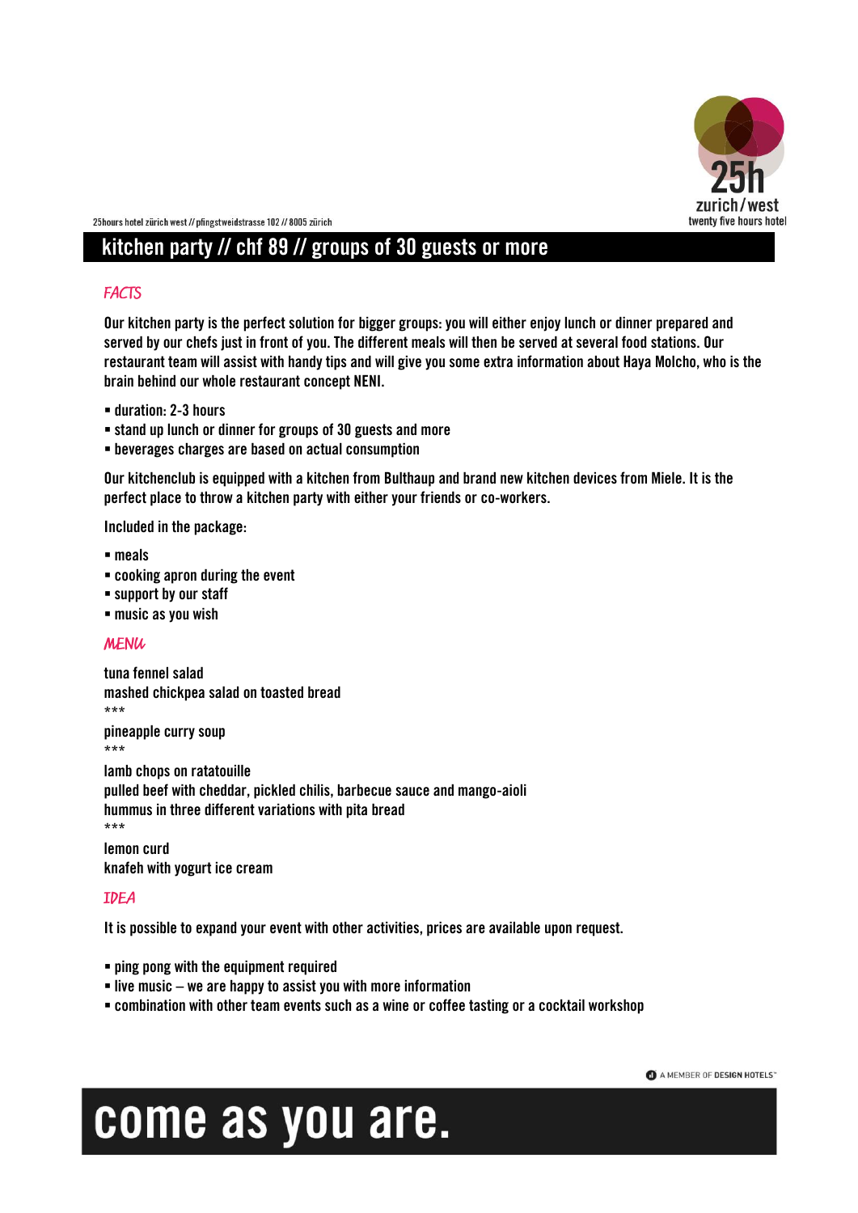25hours hotel zürich west // pfingstweidstrasse 102 // 8005 zürich

# kitchen party // chf 89 // groups of 30 guests or more

## FACTS

Our kitchen party is the perfect solution for bigger groups: you will either enjoy lunch or dinner prepared and served by our chefs just in front of you. The different meals will then be served at several food stations. Our restaurant team will assist with handy tips and will give you some extra information about Haya Molcho, who is the brain behind our whole restaurant concept NENI.

- duration: 2-3 hours
- stand up lunch or dinner for groups of 30 guests and more
- beverages charges are based on actual consumption

Our kitchenclub is equipped with a kitchen from Bulthaup and brand new kitchen devices from Miele. It is the perfect place to throw a kitchen party with either your friends or co-workers.

Included in the package:

- meals
- cooking apron during the event
- support by our staff
- music as you wish

## MENU

tuna fennel salad
mashed chickpea salad on toasted bread
***
pineapple curry soup
***
lamb chops on ratatouille
pulled beef with cheddar, pickled chilis, barbecue sauce and mango-aioli
hummus in three different variations with pita bread
***
lemon curd
knafeh with yogurt ice cream

## IDEA

It is possible to expand your event with other activities, prices are available upon request.

- ping pong with the equipment required
- live music – we are happy to assist you with more information
- combination with other team events such as a wine or coffee tasting or a cocktail workshop

A MEMBER OF DESIGN HOTELS™

come as you are.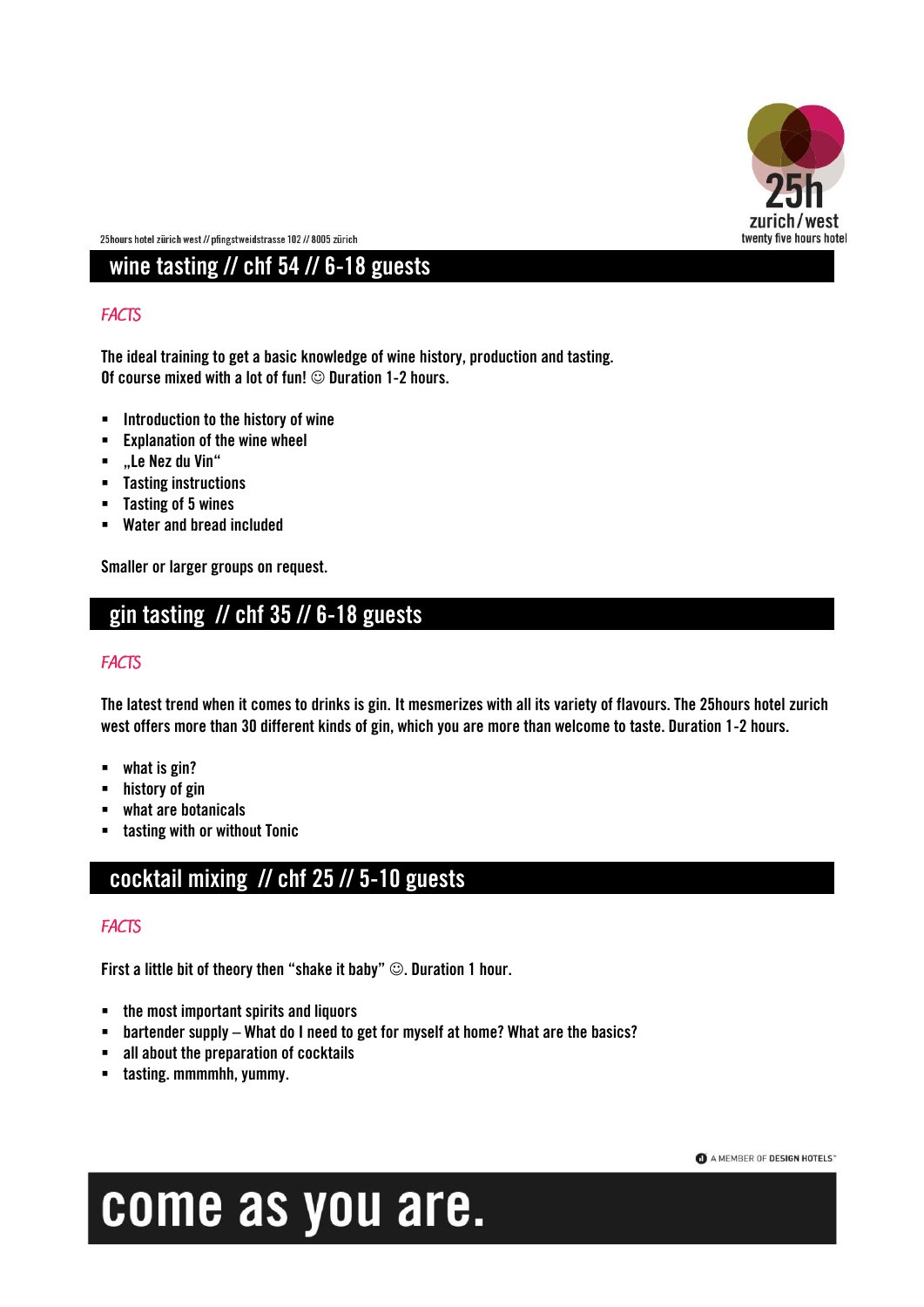25hours hotel zürich west // pfingstweidstrasse 102 // 8005 zürich

## wine tasting // chf 54 // 6-18 guests

*FACTS*

The ideal training to get a basic knowledge of wine history, production and tasting.
Of course mixed with a lot of fun! ☺ Duration 1-2 hours.

- Introduction to the history of wine
- Explanation of the wine wheel
- „Le Nez du Vin"
- Tasting instructions
- Tasting of 5 wines
- Water and bread included

Smaller or larger groups on request.

## gin tasting // chf 35 // 6-18 guests

*FACTS*

The latest trend when it comes to drinks is gin. It mesmerizes with all its variety of flavours. The 25hours hotel zurich west offers more than 30 different kinds of gin, which you are more than welcome to taste. Duration 1-2 hours.

- what is gin?
- history of gin
- what are botanicals
- tasting with or without Tonic

## cocktail mixing // chf 25 // 5-10 guests

*FACTS*

First a little bit of theory then "shake it baby" ☺. Duration 1 hour.

- the most important spirits and liquors
- bartender supply – What do I need to get for myself at home? What are the basics?
- all about the preparation of cocktails
- tasting. mmmmhh, yummy.

A MEMBER OF DESIGN HOTELS™

# come as you are.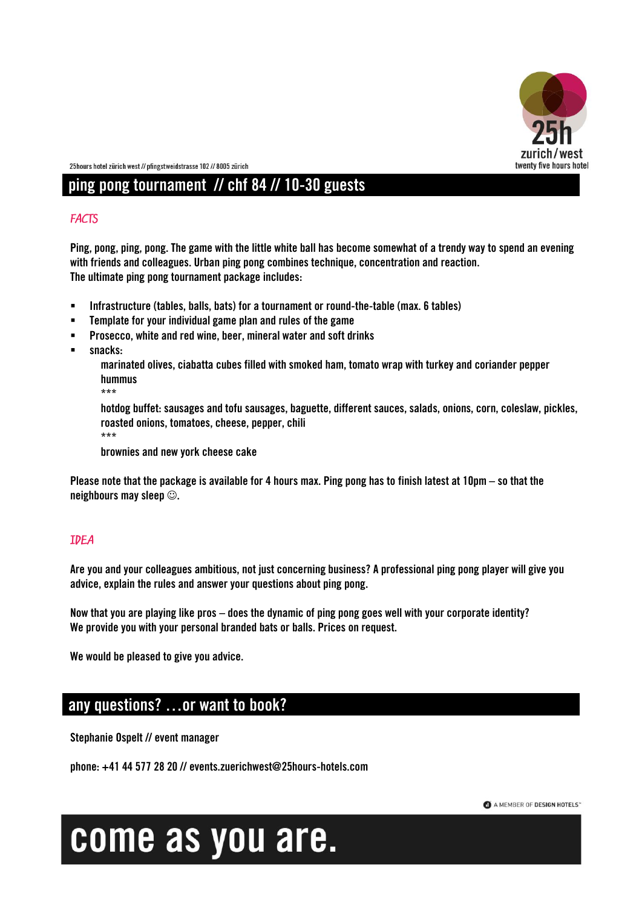25hours hotel zürich west // pfingstweidstrasse 102 // 8005 zürich

25h zurich/west twenty five hours hotel

# ping pong tournament // chf 84 // 10-30 guests

*FACTS*

Ping, pong, ping, pong. The game with the little white ball has become somewhat of a trendy way to spend an evening with friends and colleagues. Urban ping pong combines technique, concentration and reaction.
The ultimate ping pong tournament package includes:

- Infrastructure (tables, balls, bats) for a tournament or round-the-table (max. 6 tables)
- Template for your individual game plan and rules of the game
- Prosecco, white and red wine, beer, mineral water and soft drinks
- snacks:

  marinated olives, ciabatta cubes filled with smoked ham, tomato wrap with turkey and coriander pepper hummus

  ***

  hotdog buffet: sausages and tofu sausages, baguette, different sauces, salads, onions, corn, coleslaw, pickles, roasted onions, tomatoes, cheese, pepper, chili

  ***

  brownies and new york cheese cake

Please note that the package is available for 4 hours max. Ping pong has to finish latest at 10pm – so that the neighbours may sleep ☺.

*IDEA*

Are you and your colleagues ambitious, not just concerning business? A professional ping pong player will give you advice, explain the rules and answer your questions about ping pong.

Now that you are playing like pros – does the dynamic of ping pong goes well with your corporate identity?
We provide you with your personal branded bats or balls. Prices on request.

We would be pleased to give you advice.

# any questions? …or want to book?

Stephanie Ospelt // event manager

phone: +41 44 577 28 20 // events.zuerichwest@25hours-hotels.com

A MEMBER OF DESIGN HOTELS™

# come as you are.